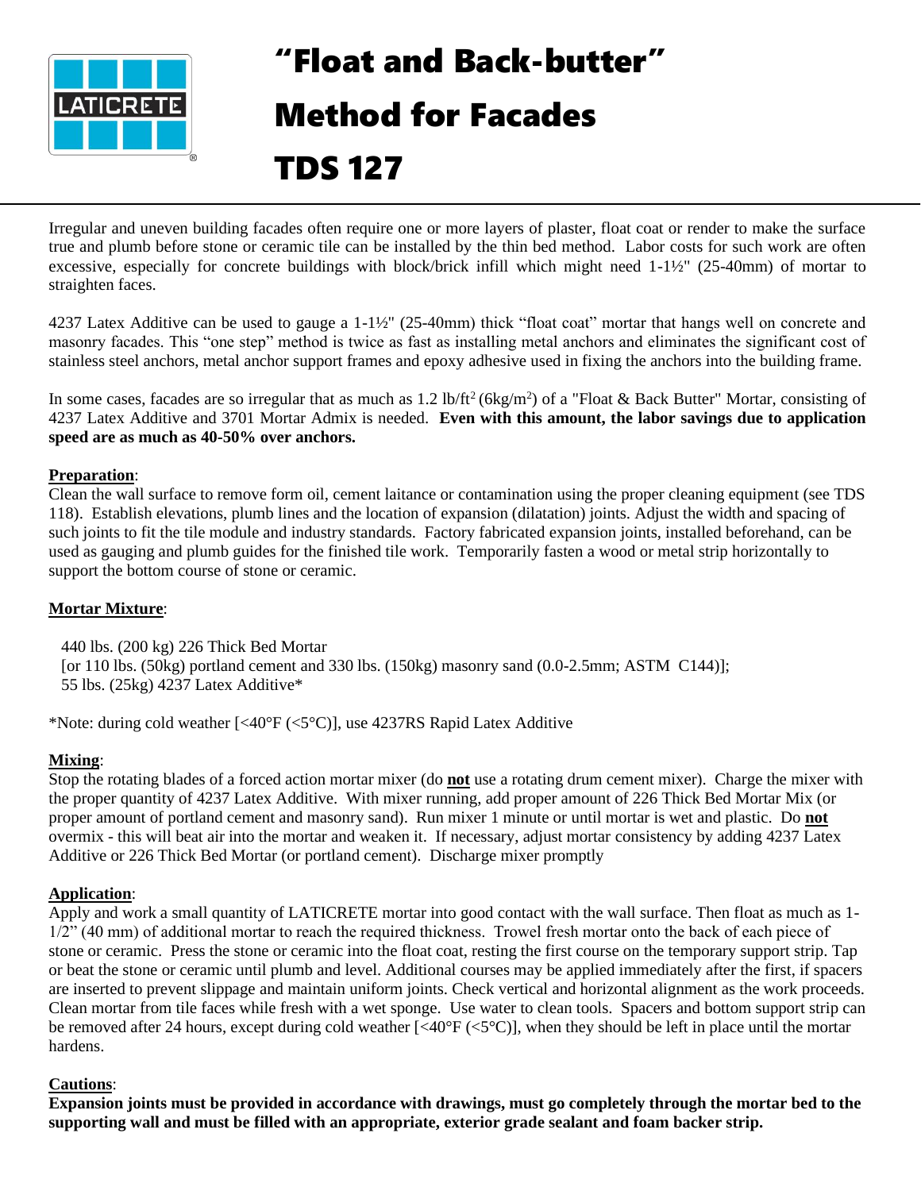# "Float and Back-butter" Method for Facades TDS 127

Irregular and uneven building facades often require one or more layers of plaster, float coat or render to make the surface true and plumb before stone or ceramic tile can be installed by the thin bed method. Labor costs for such work are often excessive, especially for concrete buildings with block/brick infill which might need 1-1½" (25-40mm) of mortar to straighten faces.

4237 Latex Additive can be used to gauge a 1-1½" (25-40mm) thick "float coat" mortar that hangs well on concrete and masonry facades. This "one step" method is twice as fast as installing metal anchors and eliminates the significant cost of stainless steel anchors, metal anchor support frames and epoxy adhesive used in fixing the anchors into the building frame.

In some cases, facades are so irregular that as much as 1.2 lb/ft$^2$ (6kg/m$^2$) of a "Float & Back Butter" Mortar, consisting of 4237 Latex Additive and 3701 Mortar Admix is needed. **Even with this amount, the labor savings due to application speed are as much as 40-50% over anchors.**

**Preparation**:
Clean the wall surface to remove form oil, cement laitance or contamination using the proper cleaning equipment (see TDS 118). Establish elevations, plumb lines and the location of expansion (dilatation) joints. Adjust the width and spacing of such joints to fit the tile module and industry standards. Factory fabricated expansion joints, installed beforehand, can be used as gauging and plumb guides for the finished tile work. Temporarily fasten a wood or metal strip horizontally to support the bottom course of stone or ceramic.

**Mortar Mixture**:

440 lbs. (200 kg) 226 Thick Bed Mortar
[or 110 lbs. (50kg) portland cement and 330 lbs. (150kg) masonry sand (0.0-2.5mm; ASTM C144)];
55 lbs. (25kg) 4237 Latex Additive*

*Note: during cold weather [<40°F (<5°C)], use 4237RS Rapid Latex Additive

**Mixing**:
Stop the rotating blades of a forced action mortar mixer (do **not** use a rotating drum cement mixer). Charge the mixer with the proper quantity of 4237 Latex Additive. With mixer running, add proper amount of 226 Thick Bed Mortar Mix (or proper amount of portland cement and masonry sand). Run mixer 1 minute or until mortar is wet and plastic. Do **not** overmix - this will beat air into the mortar and weaken it. If necessary, adjust mortar consistency by adding 4237 Latex Additive or 226 Thick Bed Mortar (or portland cement). Discharge mixer promptly

**Application**:
Apply and work a small quantity of LATICRETE mortar into good contact with the wall surface. Then float as much as 1-1/2" (40 mm) of additional mortar to reach the required thickness. Trowel fresh mortar onto the back of each piece of stone or ceramic. Press the stone or ceramic into the float coat, resting the first course on the temporary support strip. Tap or beat the stone or ceramic until plumb and level. Additional courses may be applied immediately after the first, if spacers are inserted to prevent slippage and maintain uniform joints. Check vertical and horizontal alignment as the work proceeds. Clean mortar from tile faces while fresh with a wet sponge. Use water to clean tools. Spacers and bottom support strip can be removed after 24 hours, except during cold weather [<40°F (<5°C)], when they should be left in place until the mortar hardens.

**Cautions**:
**Expansion joints must be provided in accordance with drawings, must go completely through the mortar bed to the supporting wall and must be filled with an appropriate, exterior grade sealant and foam backer strip.**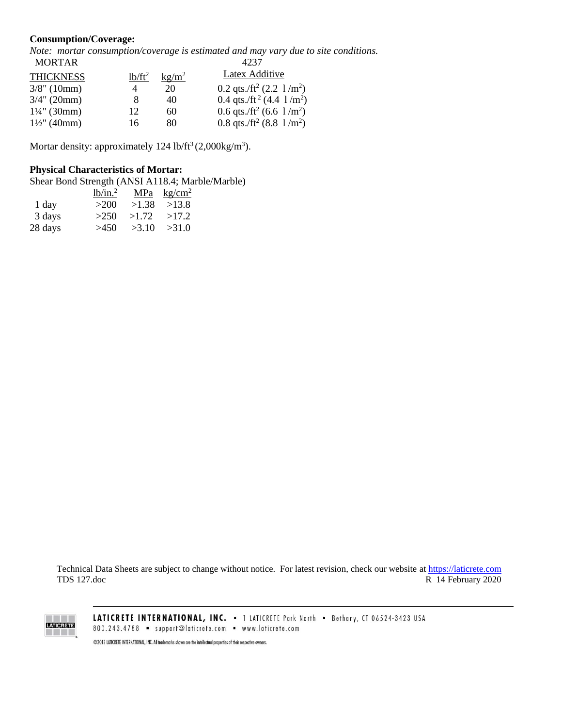**Consumption/Coverage:**

*Note: mortar consumption/coverage is estimated and may vary due to site conditions.*

| MORTAR | | | 4237 |
|---|---|---|---|
| THICKNESS | $lb/ft^2$ | $kg/m^2$ | Latex Additive |
| 3/8" (10mm) | 4 | 20 | 0.2 qts./$ft^2$ (2.2 l/$m^2$) |
| 3/4" (20mm) | 8 | 40 | 0.4 qts./$ft^2$ (4.4 l/$m^2$) |
| 1¼" (30mm) | 12 | 60 | 0.6 qts./$ft^2$ (6.6 l/$m^2$) |
| 1½" (40mm) | 16 | 80 | 0.8 qts./$ft^2$ (8.8 l/$m^2$) |

Mortar density: approximately 124 $lb/ft^3$ (2,000$kg/m^3$).

**Physical Characteristics of Mortar:**

Shear Bond Strength (ANSI A118.4; Marble/Marble)

| | $lb/in.^2$ | MPa | $kg/cm^2$ |
|---|---|---|---|
| 1 day | >200 | >1.38 | >13.8 |
| 3 days | >250 | >1.72 | >17.2 |
| 28 days | >450 | >3.10 | >31.0 |

Technical Data Sheets are subject to change without notice. For latest revision, check our website at https://laticrete.com

TDS 127.doc R 14 February 2020

**LATICRETE INTERNATIONAL, INC.** ▪ 1 LATICRETE Park North ▪ Bethany, CT 06524-3423 USA
800.243.4788 ▪ support@laticrete.com ▪ www.laticrete.com

©2013 LATICRETE INTERNATIONAL, INC. All trademarks shown are the intellectual properties of their respective owners.